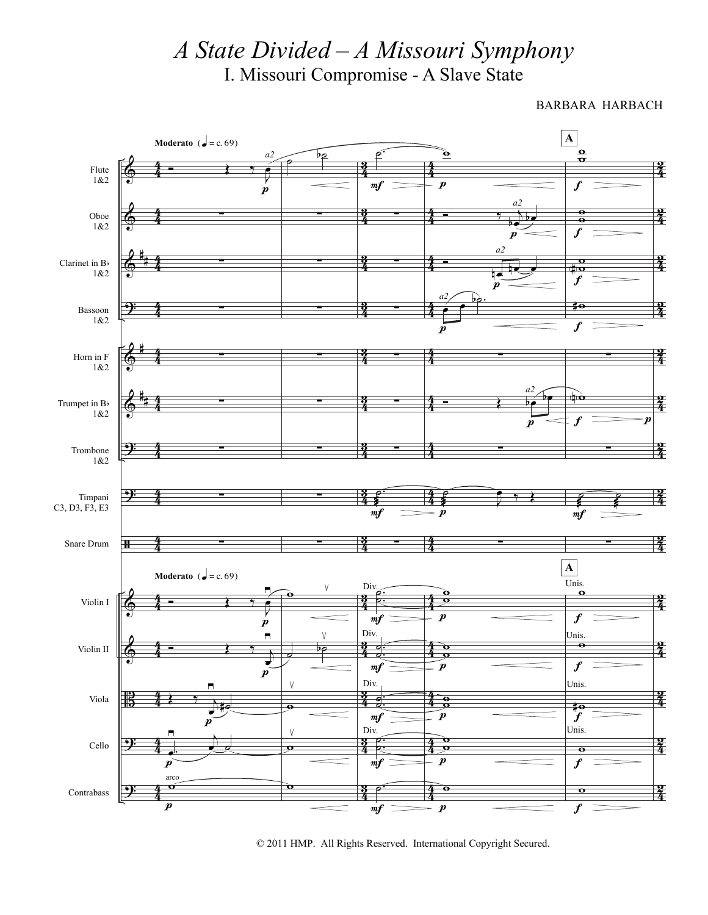# A State Divided – A Missouri Symphony

## I. Missouri Compromise - A Slave State

BARBARA HARBACH

© 2011 HMP. All Rights Reserved. International Copyright Secured.